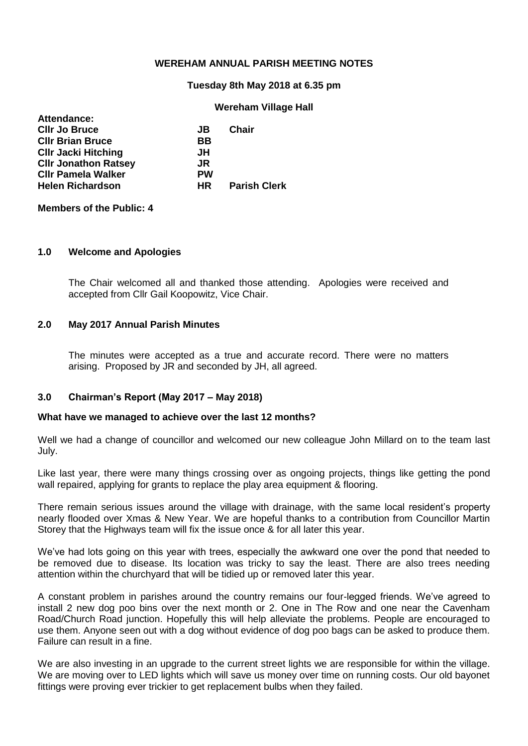# WEREHAM ANNUAL PARISH MEETING NOTES

**Tuesday 8th May 2018 at 6.35 pm**

**Wereham Village Hall**

**Attendance:**

| | | |
|---|---|---|
| **Cllr Jo Bruce** | **JB** | **Chair** |
| **Cllr Brian Bruce** | **BB** | |
| **Cllr Jacki Hitching** | **JH** | |
| **Cllr Jonathon Ratsey** | **JR** | |
| **Cllr Pamela Walker** | **PW** | |
| **Helen Richardson** | **HR** | **Parish Clerk** |

**Members of the Public: 4**

## 1.0 Welcome and Apologies

The Chair welcomed all and thanked those attending. Apologies were received and accepted from Cllr Gail Koopowitz, Vice Chair.

## 2.0 May 2017 Annual Parish Minutes

The minutes were accepted as a true and accurate record. There were no matters arising. Proposed by JR and seconded by JH, all agreed.

## 3.0 Chairman's Report (May 2017 – May 2018)

**What have we managed to achieve over the last 12 months?**

Well we had a change of councillor and welcomed our new colleague John Millard on to the team last July.

Like last year, there were many things crossing over as ongoing projects, things like getting the pond wall repaired, applying for grants to replace the play area equipment & flooring.

There remain serious issues around the village with drainage, with the same local resident's property nearly flooded over Xmas & New Year. We are hopeful thanks to a contribution from Councillor Martin Storey that the Highways team will fix the issue once & for all later this year.

We've had lots going on this year with trees, especially the awkward one over the pond that needed to be removed due to disease. Its location was tricky to say the least. There are also trees needing attention within the churchyard that will be tidied up or removed later this year.

A constant problem in parishes around the country remains our four-legged friends. We've agreed to install 2 new dog poo bins over the next month or 2. One in The Row and one near the Cavenham Road/Church Road junction. Hopefully this will help alleviate the problems. People are encouraged to use them. Anyone seen out with a dog without evidence of dog poo bags can be asked to produce them. Failure can result in a fine.

We are also investing in an upgrade to the current street lights we are responsible for within the village. We are moving over to LED lights which will save us money over time on running costs. Our old bayonet fittings were proving ever trickier to get replacement bulbs when they failed.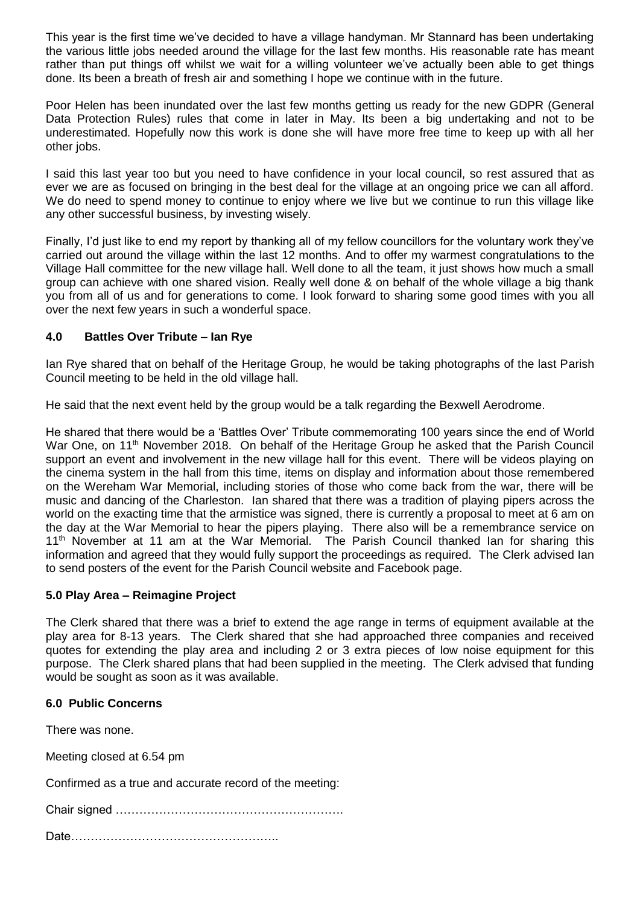This year is the first time we've decided to have a village handyman. Mr Stannard has been undertaking the various little jobs needed around the village for the last few months. His reasonable rate has meant rather than put things off whilst we wait for a willing volunteer we've actually been able to get things done. Its been a breath of fresh air and something I hope we continue with in the future.

Poor Helen has been inundated over the last few months getting us ready for the new GDPR (General Data Protection Rules) rules that come in later in May. Its been a big undertaking and not to be underestimated. Hopefully now this work is done she will have more free time to keep up with all her other jobs.

I said this last year too but you need to have confidence in your local council, so rest assured that as ever we are as focused on bringing in the best deal for the village at an ongoing price we can all afford. We do need to spend money to continue to enjoy where we live but we continue to run this village like any other successful business, by investing wisely.

Finally, I'd just like to end my report by thanking all of my fellow councillors for the voluntary work they've carried out around the village within the last 12 months. And to offer my warmest congratulations to the Village Hall committee for the new village hall. Well done to all the team, it just shows how much a small group can achieve with one shared vision. Really well done & on behalf of the whole village a big thank you from all of us and for generations to come. I look forward to sharing some good times with you all over the next few years in such a wonderful space.

**4.0 Battles Over Tribute – Ian Rye**

Ian Rye shared that on behalf of the Heritage Group, he would be taking photographs of the last Parish Council meeting to be held in the old village hall.

He said that the next event held by the group would be a talk regarding the Bexwell Aerodrome.

He shared that there would be a 'Battles Over' Tribute commemorating 100 years since the end of World War One, on 11th November 2018. On behalf of the Heritage Group he asked that the Parish Council support an event and involvement in the new village hall for this event. There will be videos playing on the cinema system in the hall from this time, items on display and information about those remembered on the Wereham War Memorial, including stories of those who come back from the war, there will be music and dancing of the Charleston. Ian shared that there was a tradition of playing pipers across the world on the exacting time that the armistice was signed, there is currently a proposal to meet at 6 am on the day at the War Memorial to hear the pipers playing. There also will be a remembrance service on 11th November at 11 am at the War Memorial. The Parish Council thanked Ian for sharing this information and agreed that they would fully support the proceedings as required. The Clerk advised Ian to send posters of the event for the Parish Council website and Facebook page.

**5.0 Play Area – Reimagine Project**

The Clerk shared that there was a brief to extend the age range in terms of equipment available at the play area for 8-13 years. The Clerk shared that she had approached three companies and received quotes for extending the play area and including 2 or 3 extra pieces of low noise equipment for this purpose. The Clerk shared plans that had been supplied in the meeting. The Clerk advised that funding would be sought as soon as it was available.

**6.0 Public Concerns**

There was none.

Meeting closed at 6.54 pm

Confirmed as a true and accurate record of the meeting:

Chair signed ……………………………………………….

Date……………………………………………..